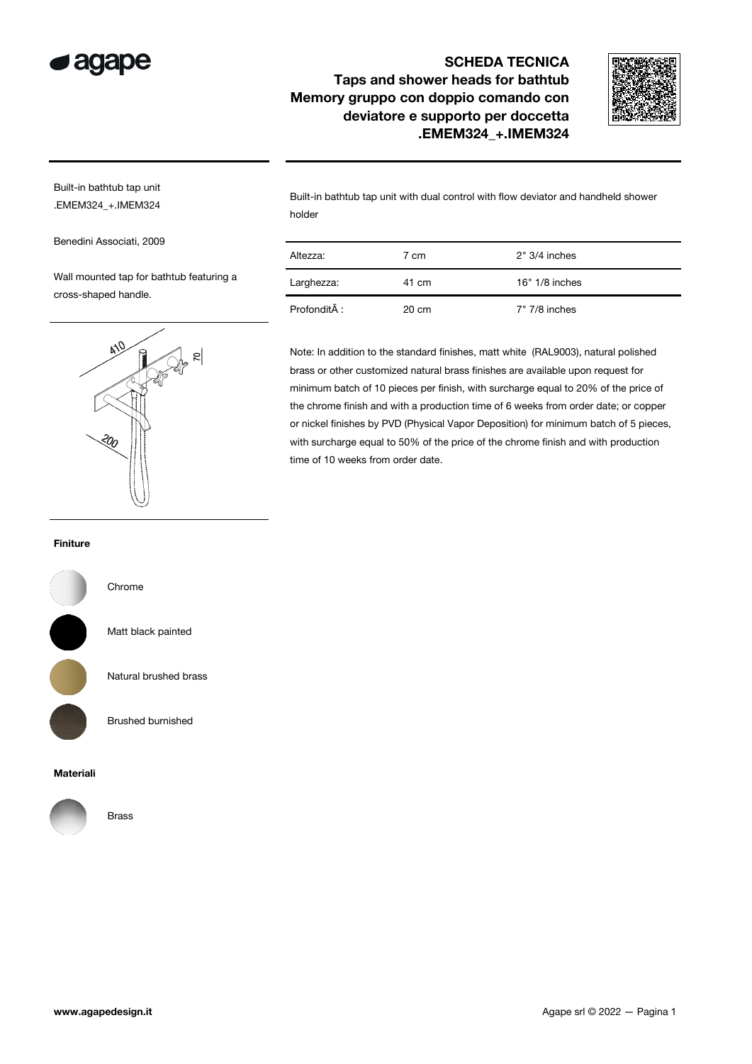# SCHEDA TECNICA
## Taps and shower heads for bathtub
## Memory gruppo con doppio comando con deviatore e supporto per doccetta .EMEM324_+.IMEM324

Built-in bathtub tap unit
.EMEM324_+.IMEM324

Benedini Associati, 2009

Wall mounted tap for bathtub featuring a cross-shaped handle.

Built-in bathtub tap unit with dual control with flow deviator and handheld shower holder

| | | |
|---|---|---|
| Altezza: | 7 cm | 2" 3/4 inches |
| Larghezza: | 41 cm | 16" 1/8 inches |
| ProfonditÃ : | 20 cm | 7" 7/8 inches |

Note: In addition to the standard finishes, matt white (RAL9003), natural polished brass or other customized natural brass finishes are available upon request for minimum batch of 10 pieces per finish, with surcharge equal to 20% of the price of the chrome finish and with a production time of 6 weeks from order date; or copper or nickel finishes by PVD (Physical Vapor Deposition) for minimum batch of 5 pieces, with surcharge equal to 50% of the price of the chrome finish and with production time of 10 weeks from order date.

**Finiture**

- Chrome
- Matt black painted
- Natural brushed brass
- Brushed burnished

**Materiali**

- Brass

www.agapedesign.it

Agape srl © 2022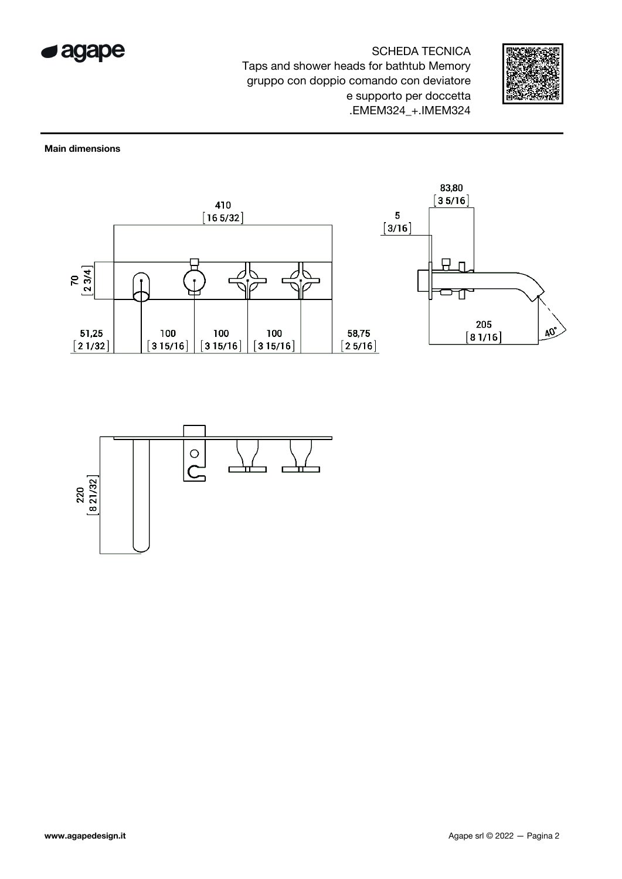SCHEDA TECNICA
Taps and shower heads for bathtub Memory
gruppo con doppio comando con deviatore
e supporto per doccetta
.EMEM324_+.IMEM324

**Main dimensions**

410
[16 5/32]

70
[2 3/4]

51,25
[2 1/32]

100
[3 15/16]

100
[3 15/16]

100
[3 15/16]

58,75
[2 5/16]

83,80
[3 5/16]

5
[3/16]

205
[8 1/16]

40°

220
[8 21/32]